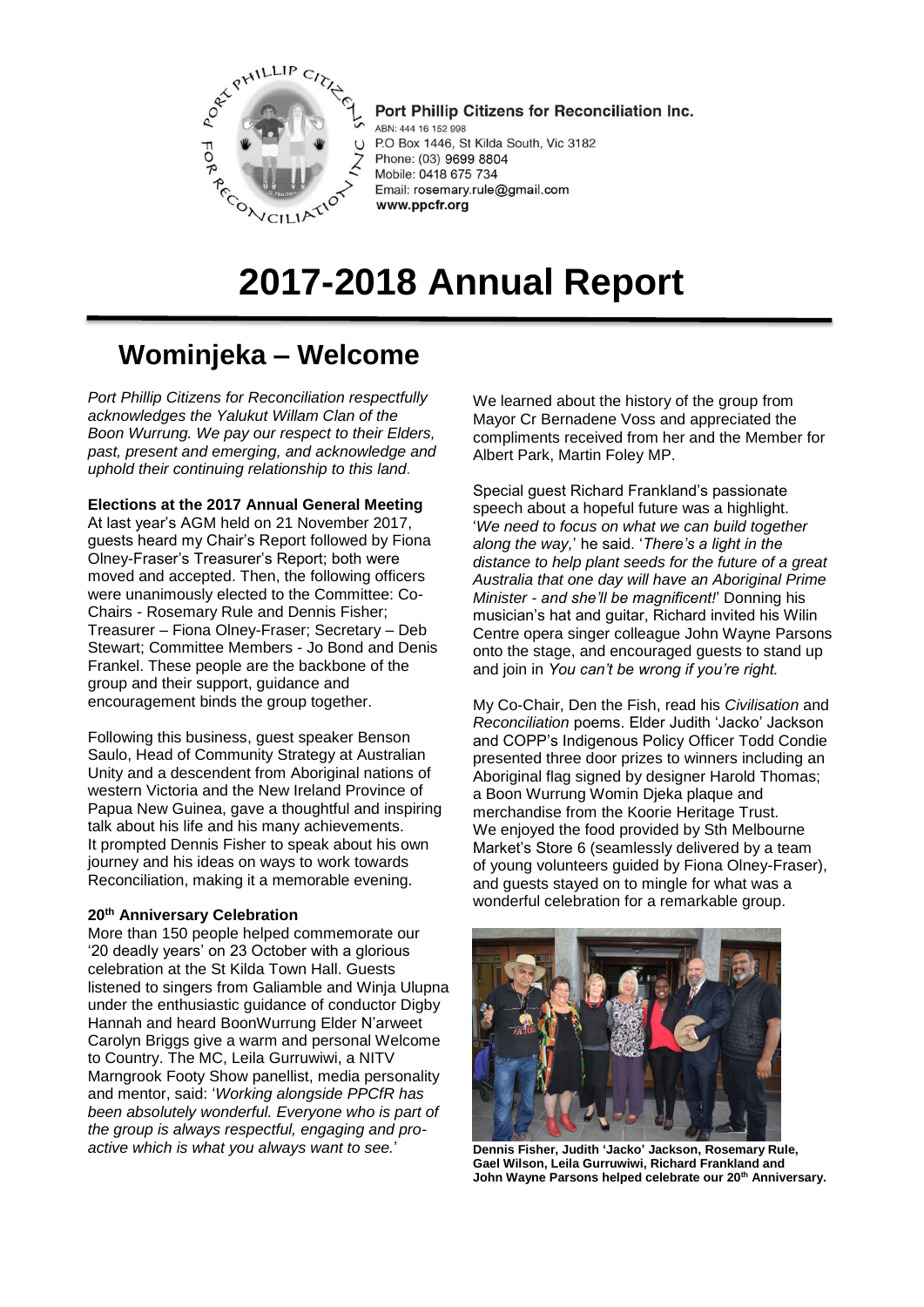Port Phillip Citizens for Reconciliation Inc.
ABN: 444 16 152 998
P.O Box 1446, St Kilda South, Vic 3182
Phone: (03) 9699 8804
Mobile: 0418 675 734
Email: rosemary.rule@gmail.com
www.ppcfr.org

# 2017-2018 Annual Report

## Wominjeka – Welcome

*Port Phillip Citizens for Reconciliation respectfully acknowledges the Yalukut Willam Clan of the Boon Wurrung. We pay our respect to their Elders, past, present and emerging, and acknowledge and uphold their continuing relationship to this land.*

**Elections at the 2017 Annual General Meeting**

At last year's AGM held on 21 November 2017, guests heard my Chair's Report followed by Fiona Olney-Fraser's Treasurer's Report; both were moved and accepted. Then, the following officers were unanimously elected to the Committee: Co-Chairs - Rosemary Rule and Dennis Fisher; Treasurer – Fiona Olney-Fraser; Secretary – Deb Stewart; Committee Members - Jo Bond and Denis Frankel. These people are the backbone of the group and their support, guidance and encouragement binds the group together.

Following this business, guest speaker Benson Saulo, Head of Community Strategy at Australian Unity and a descendent from Aboriginal nations of western Victoria and the New Ireland Province of Papua New Guinea, gave a thoughtful and inspiring talk about his life and his many achievements. It prompted Dennis Fisher to speak about his own journey and his ideas on ways to work towards Reconciliation, making it a memorable evening.

**20th Anniversary Celebration**

More than 150 people helped commemorate our '20 deadly years' on 23 October with a glorious celebration at the St Kilda Town Hall. Guests listened to singers from Galiamble and Winja Ulupna under the enthusiastic guidance of conductor Digby Hannah and heard BoonWurrung Elder N'arweet Carolyn Briggs give a warm and personal Welcome to Country. The MC, Leila Gurruwiwi, a NITV Marngrook Footy Show panellist, media personality and mentor, said: '*Working alongside PPCfR has been absolutely wonderful. Everyone who is part of the group is always respectful, engaging and pro-active which is what you always want to see.*'

We learned about the history of the group from Mayor Cr Bernadene Voss and appreciated the compliments received from her and the Member for Albert Park, Martin Foley MP.

Special guest Richard Frankland's passionate speech about a hopeful future was a highlight. '*We need to focus on what we can build together along the way,*' he said. '*There's a light in the distance to help plant seeds for the future of a great Australia that one day will have an Aboriginal Prime Minister - and she'll be magnificent!*' Donning his musician's hat and guitar, Richard invited his Wilin Centre opera singer colleague John Wayne Parsons onto the stage, and encouraged guests to stand up and join in *You can't be wrong if you're right.*

My Co-Chair, Den the Fish, read his *Civilisation* and *Reconciliation* poems. Elder Judith 'Jacko' Jackson and COPP's Indigenous Policy Officer Todd Condie presented three door prizes to winners including an Aboriginal flag signed by designer Harold Thomas; a Boon Wurrung Womin Djeka plaque and merchandise from the Koorie Heritage Trust. We enjoyed the food provided by Sth Melbourne Market's Store 6 (seamlessly delivered by a team of young volunteers guided by Fiona Olney-Fraser), and guests stayed on to mingle for what was a wonderful celebration for a remarkable group.

**Dennis Fisher, Judith 'Jacko' Jackson, Rosemary Rule, Gael Wilson, Leila Gurruwiwi, Richard Frankland and John Wayne Parsons helped celebrate our 20th Anniversary.**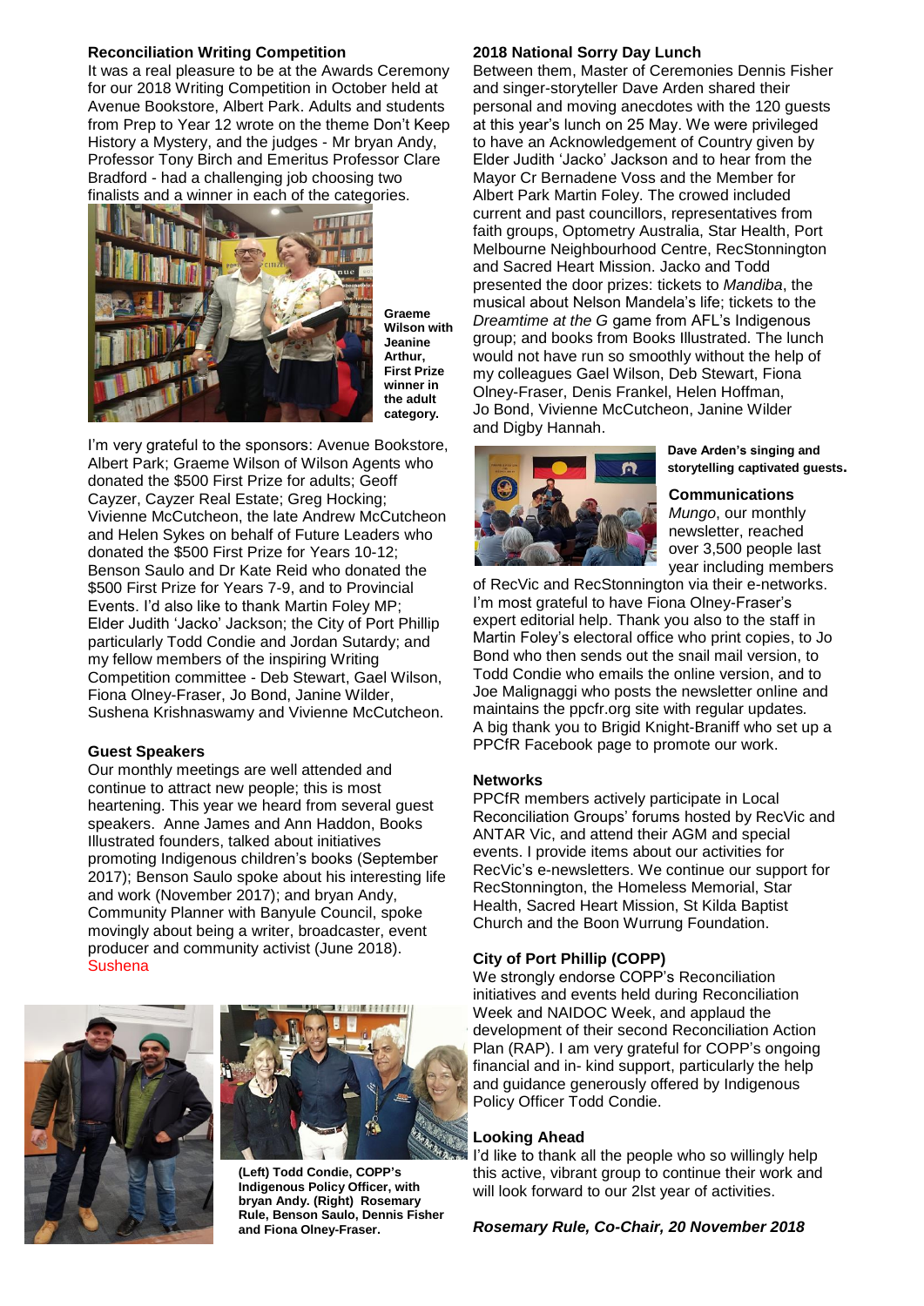### Reconciliation Writing Competition

It was a real pleasure to be at the Awards Ceremony for our 2018 Writing Competition in October held at Avenue Bookstore, Albert Park. Adults and students from Prep to Year 12 wrote on the theme Don't Keep History a Mystery, and the judges - Mr bryan Andy, Professor Tony Birch and Emeritus Professor Clare Bradford - had a challenging job choosing two finalists and a winner in each of the categories.

**Graeme Wilson with Jeanine Arthur, First Prize winner in the adult category.**

I'm very grateful to the sponsors: Avenue Bookstore, Albert Park; Graeme Wilson of Wilson Agents who donated the $500 First Prize for adults; Geoff Cayzer, Cayzer Real Estate; Greg Hocking; Vivienne McCutcheon, the late Andrew McCutcheon and Helen Sykes on behalf of Future Leaders who donated the $500 First Prize for Years 10-12; Benson Saulo and Dr Kate Reid who donated the $500 First Prize for Years 7-9, and to Provincial Events. I'd also like to thank Martin Foley MP; Elder Judith 'Jacko' Jackson; the City of Port Phillip particularly Todd Condie and Jordan Sutardy; and my fellow members of the inspiring Writing Competition committee - Deb Stewart, Gael Wilson, Fiona Olney-Fraser, Jo Bond, Janine Wilder, Sushena Krishnaswamy and Vivienne McCutcheon.

### Guest Speakers

Our monthly meetings are well attended and continue to attract new people; this is most heartening. This year we heard from several guest speakers. Anne James and Ann Haddon, Books Illustrated founders, talked about initiatives promoting Indigenous children's books (September 2017); Benson Saulo spoke about his interesting life and work (November 2017); and bryan Andy, Community Planner with Banyule Council, spoke movingly about being a writer, broadcaster, event producer and community activist (June 2018). Sushena

**(Left) Todd Condie, COPP's Indigenous Policy Officer, with bryan Andy. (Right) Rosemary Rule, Benson Saulo, Dennis Fisher and Fiona Olney-Fraser.**

### 2018 National Sorry Day Lunch

Between them, Master of Ceremonies Dennis Fisher and singer-storyteller Dave Arden shared their personal and moving anecdotes with the 120 guests at this year's lunch on 25 May. We were privileged to have an Acknowledgement of Country given by Elder Judith 'Jacko' Jackson and to hear from the Mayor Cr Bernadene Voss and the Member for Albert Park Martin Foley. The crowed included current and past councillors, representatives from faith groups, Optometry Australia, Star Health, Port Melbourne Neighbourhood Centre, RecStonnington and Sacred Heart Mission. Jacko and Todd presented the door prizes: tickets to *Mandiba*, the musical about Nelson Mandela's life; tickets to the *Dreamtime at the G* game from AFL's Indigenous group; and books from Books Illustrated. The lunch would not have run so smoothly without the help of my colleagues Gael Wilson, Deb Stewart, Fiona Olney-Fraser, Denis Frankel, Helen Hoffman, Jo Bond, Vivienne McCutcheon, Janine Wilder and Digby Hannah.

**Dave Arden's singing and storytelling captivated guests.**

### Communications

*Mungo*, our monthly newsletter, reached over 3,500 people last year including members of RecVic and RecStonnington via their e-networks. I'm most grateful to have Fiona Olney-Fraser's expert editorial help. Thank you also to the staff in Martin Foley's electoral office who print copies, to Jo Bond who then sends out the snail mail version, to Todd Condie who emails the online version, and to Joe Malignaggi who posts the newsletter online and maintains the ppcfr.org site with regular updates. A big thank you to Brigid Knight-Braniff who set up a PPCfR Facebook page to promote our work.

### Networks

PPCfR members actively participate in Local Reconciliation Groups' forums hosted by RecVic and ANTAR Vic, and attend their AGM and special events. I provide items about our activities for RecVic's e-newsletters. We continue our support for RecStonnington, the Homeless Memorial, Star Health, Sacred Heart Mission, St Kilda Baptist Church and the Boon Wurrung Foundation.

### City of Port Phillip (COPP)

We strongly endorse COPP's Reconciliation initiatives and events held during Reconciliation Week and NAIDOC Week, and applaud the development of their second Reconciliation Action Plan (RAP). I am very grateful for COPP's ongoing financial and in- kind support, particularly the help and guidance generously offered by Indigenous Policy Officer Todd Condie.

### Looking Ahead

I'd like to thank all the people who so willingly help this active, vibrant group to continue their work and will look forward to our 2lst year of activities.

***Rosemary Rule, Co-Chair, 20 November 2018***